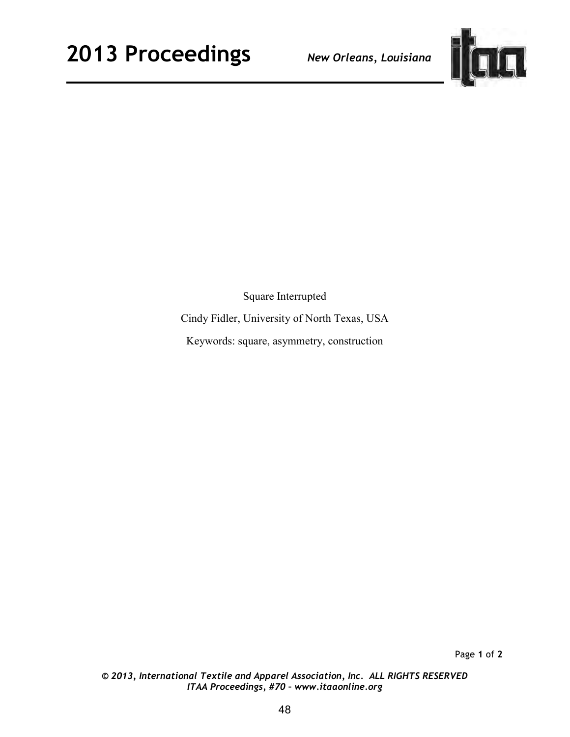Square Interrupted

Cindy Fidler, University of North Texas, USA

Keywords: square, asymmetry, construction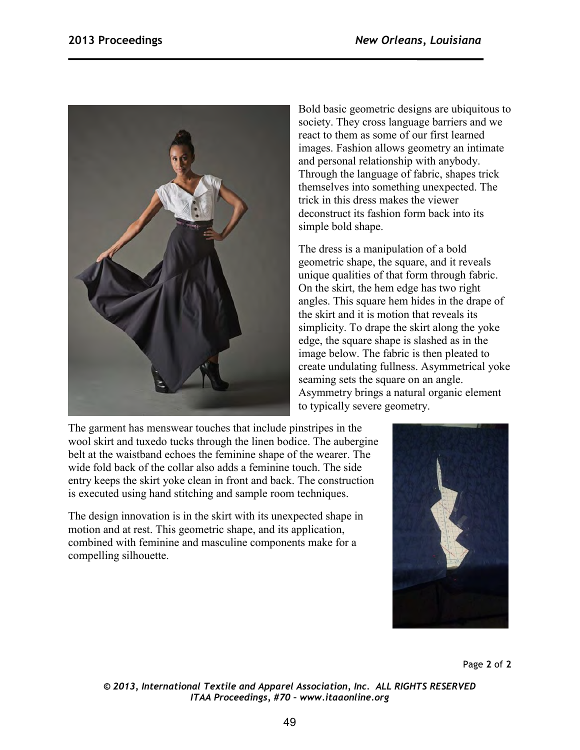Bold basic geometric designs are ubiquitous to society. They cross language barriers and we react to them as some of our first learned images. Fashion allows geometry an intimate and personal relationship with anybody. Through the language of fabric, shapes trick themselves into something unexpected. The trick in this dress makes the viewer deconstruct its fashion form back into its simple bold shape.

The dress is a manipulation of a bold geometric shape, the square, and it reveals unique qualities of that form through fabric. On the skirt, the hem edge has two right angles. This square hem hides in the drape of the skirt and it is motion that reveals its simplicity. To drape the skirt along the yoke edge, the square shape is slashed as in the image below. The fabric is then pleated to create undulating fullness. Asymmetrical yoke seaming sets the square on an angle. Asymmetry brings a natural organic element to typically severe geometry.

The garment has menswear touches that include pinstripes in the wool skirt and tuxedo tucks through the linen bodice. The aubergine belt at the waistband echoes the feminine shape of the wearer. The wide fold back of the collar also adds a feminine touch. The side entry keeps the skirt yoke clean in front and back. The construction is executed using hand stitching and sample room techniques.

The design innovation is in the skirt with its unexpected shape in motion and at rest. This geometric shape, and its application, combined with feminine and masculine components make for a compelling silhouette.